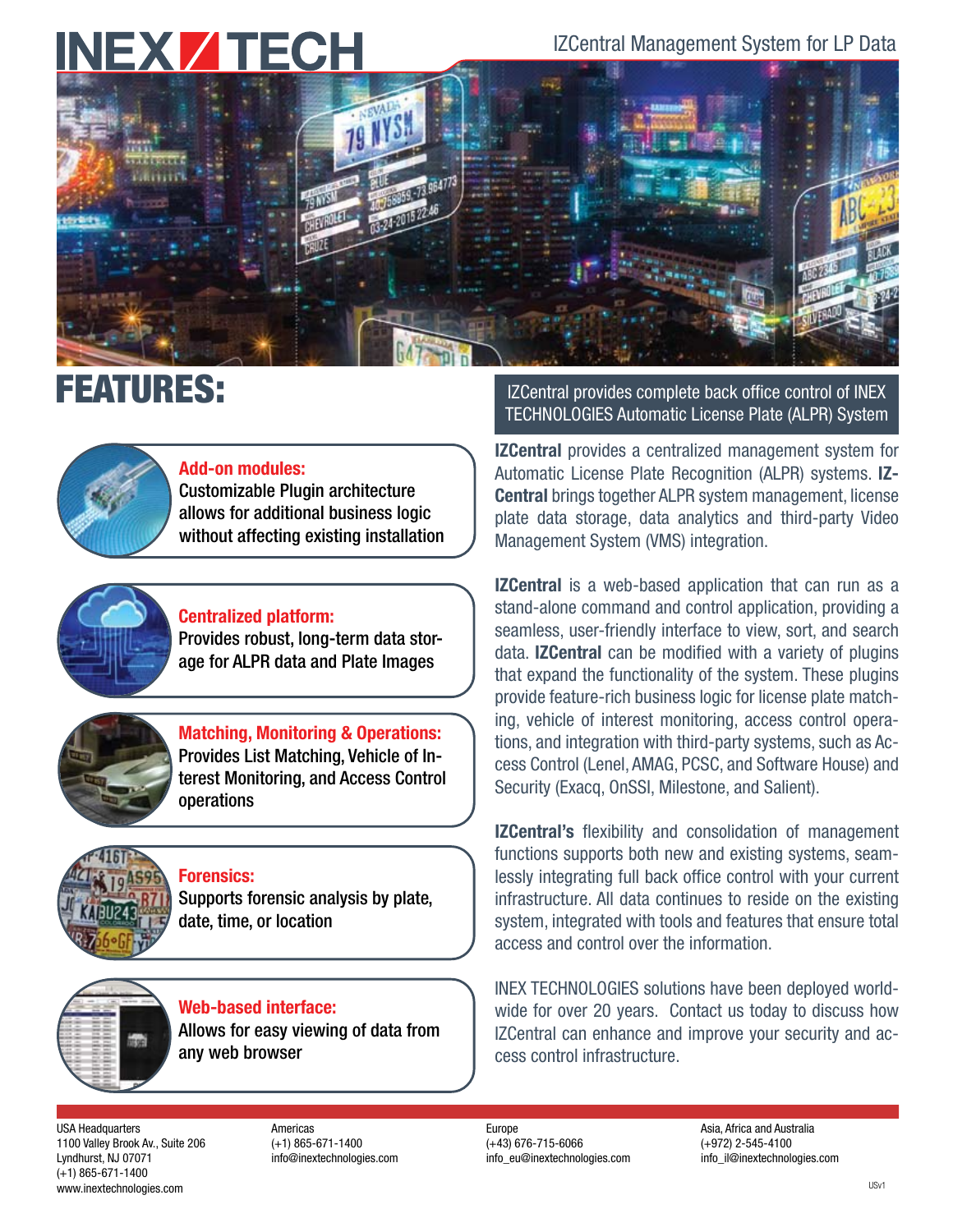# INEX TECH

IZCentral Management System for LP Data

## FEATURES:

**Add-on modules:**
Customizable Plugin architecture allows for additional business logic without affecting existing installation

**Centralized platform:**
Provides robust, long-term data storage for ALPR data and Plate Images

**Matching, Monitoring & Operations:**
Provides List Matching, Vehicle of Interest Monitoring, and Access Control operations

**Forensics:**
Supports forensic analysis by plate, date, time, or location

**Web-based interface:**
Allows for easy viewing of data from any web browser

## IZCentral provides complete back office control of INEX TECHNOLOGIES Automatic License Plate (ALPR) System

**IZCentral** provides a centralized management system for Automatic License Plate Recognition (ALPR) systems. **IZCentral** brings together ALPR system management, license plate data storage, data analytics and third-party Video Management System (VMS) integration.

**IZCentral** is a web-based application that can run as a stand-alone command and control application, providing a seamless, user-friendly interface to view, sort, and search data. **IZCentral** can be modified with a variety of plugins that expand the functionality of the system. These plugins provide feature-rich business logic for license plate matching, vehicle of interest monitoring, access control operations, and integration with third-party systems, such as Access Control (Lenel, AMAG, PCSC, and Software House) and Security (Exacq, OnSSI, Milestone, and Salient).

**IZCentral's** flexibility and consolidation of management functions supports both new and existing systems, seamlessly integrating full back office control with your current infrastructure. All data continues to reside on the existing system, integrated with tools and features that ensure total access and control over the information.

INEX TECHNOLOGIES solutions have been deployed worldwide for over 20 years. Contact us today to discuss how IZCentral can enhance and improve your security and access control infrastructure.

USA Headquarters
1100 Valley Brook Av., Suite 206
Lyndhurst, NJ 07071
(+1) 865-671-1400
www.inextechnologies.com

Americas
(+1) 865-671-1400
info@inextechnologies.com

Europe
(+43) 676-715-6066
info_eu@inextechnologies.com

Asia, Africa and Australia
(+972) 2-545-4100
info_il@inextechnologies.com

USv1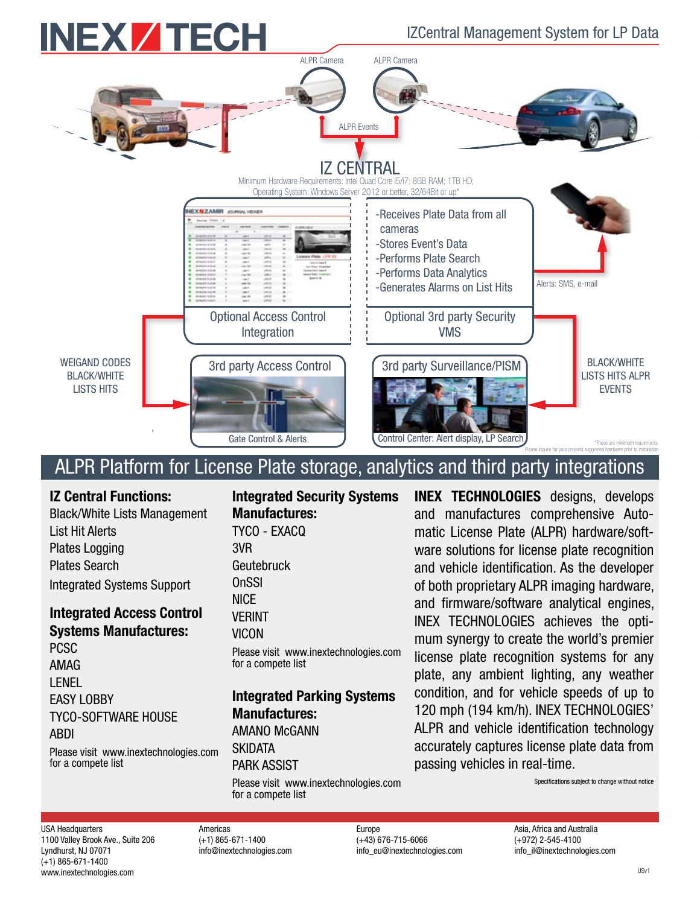# INEX TECH

## IZCentral Management System for LP Data

ALPR Camera

ALPR Camera

ALPR Events

IZ CENTRAL

Minimum Hardware Requirements: Intel Quad Core i5/i7; 8GB RAM; 1TB HD;
Operating System: Windows Server 2012 or better, 32/64Bit or up*

- -Receives Plate Data from all cameras
- -Stores Event's Data
- -Performs Plate Search
- -Performs Data Analytics
- -Generates Alarms on List Hits

Alerts: SMS, e-mail

Optional Access Control Integration

Optional 3rd party Security VMS

WEIGAND CODES BLACK/WHITE LISTS HITS

3rd party Access Control

Gate Control & Alerts

3rd party Surveillance/PISM

Control Center: Alert display, LP Search

BLACK/WHITE LISTS HITS ALPR EVENTS

*These are minimum requirements.
Please inquire for your projects suggested hardware prior to installation

## ALPR Platform for License Plate storage, analytics and third party integrations

**IZ Central Functions:**

Black/White Lists Management
List Hit Alerts
Plates Logging
Plates Search
Integrated Systems Support

**Integrated Access Control Systems Manufactures:**

PCSC
AMAG
LENEL
EASY LOBBY
TYCO-SOFTWARE HOUSE
ABDI

Please visit www.inextechnologies.com for a compete list

**Integrated Security Systems Manufactures:**

TYCO - EXACQ
3VR
Geutebruck
OnSSI
NICE
VERINT
VICON

Please visit www.inextechnologies.com for a compete list

**Integrated Parking Systems Manufactures:**

AMANO McGANN
SKIDATA
PARK ASSIST

Please visit www.inextechnologies.com for a compete list

**INEX TECHNOLOGIES** designs, develops and manufactures comprehensive Automatic License Plate (ALPR) hardware/software solutions for license plate recognition and vehicle identification. As the developer of both proprietary ALPR imaging hardware, and firmware/software analytical engines, INEX TECHNOLOGIES achieves the optimum synergy to create the world's premier license plate recognition systems for any plate, any ambient lighting, any weather condition, and for vehicle speeds of up to 120 mph (194 km/h). INEX TECHNOLOGIES' ALPR and vehicle identification technology accurately captures license plate data from passing vehicles in real-time.

Specifications subject to change without notice

USA Headquarters
1100 Valley Brook Ave., Suite 206
Lyndhurst, NJ 07071
(+1) 865-671-1400
www.inextechnologies.com

Americas
(+1) 865-671-1400
info@inextechnologies.com

Europe
(+43) 676-715-6066
info_eu@inextechnologies.com

Asia, Africa and Australia
(+972) 2-545-4100
info_il@inextechnologies.com

USv1